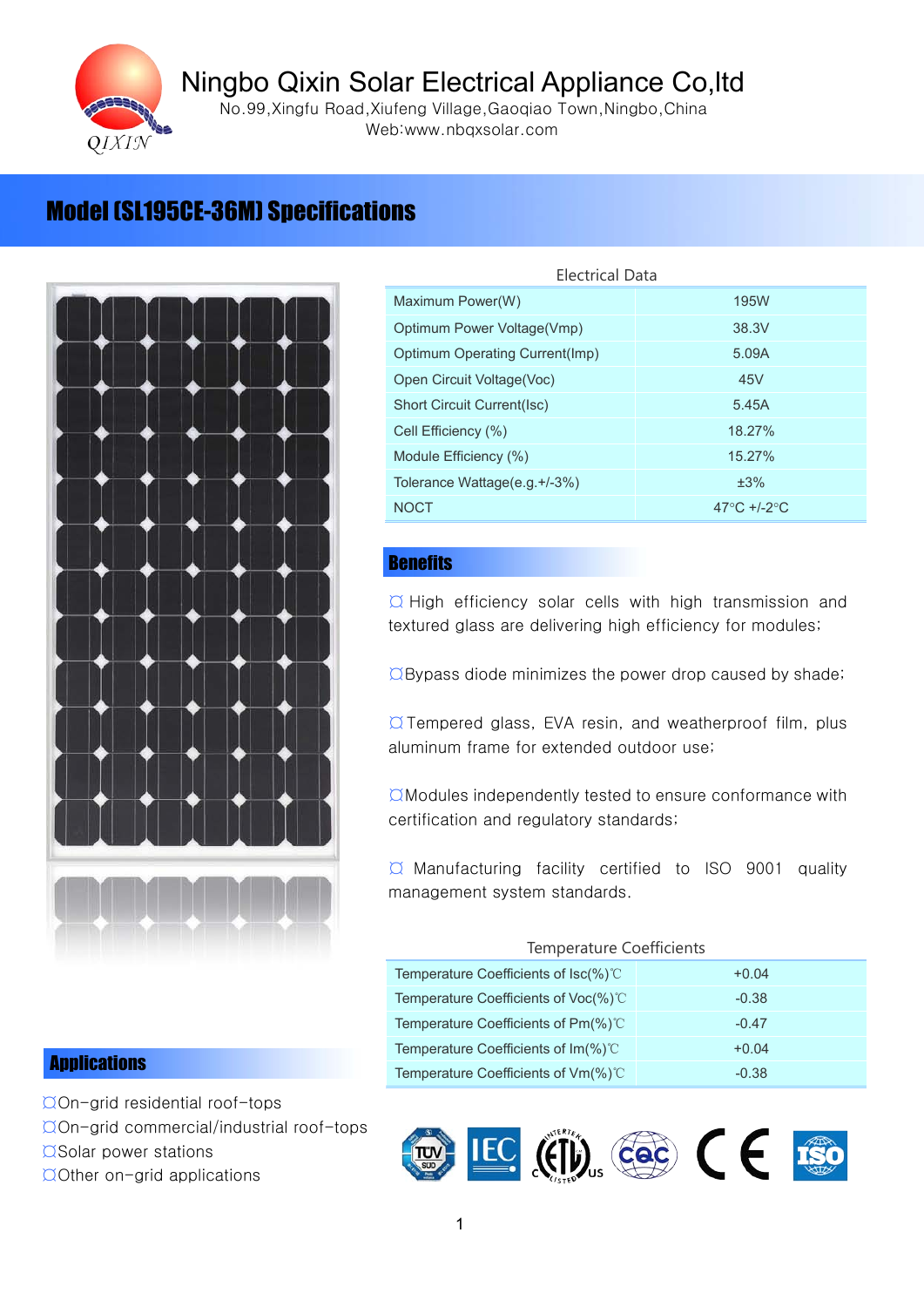# Ningbo Qixin Solar Electrical Appliance Co,ltd

No.99,Xingfu Road,Xiufeng Village,Gaoqiao Town,Ningbo,China
Web:www.nbqxsolar.com

## Model (SL195CE-36M) Specifications

Electrical Data

| | |
|---|---|
| Maximum Power(W) | 195W |
| Optimum Power Voltage(Vmp) | 38.3V |
| Optimum Operating Current(Imp) | 5.09A |
| Open Circuit Voltage(Voc) | 45V |
| Short Circuit Current(Isc) | 5.45A |
| Cell Efficiency (%) | 18.27% |
| Module Efficiency (%) | 15.27% |
| Tolerance Wattage(e.g.+/-3%) | ±3% |
| NOCT | 47°C +/-2°C |

### Benefits

¤ High efficiency solar cells with high transmission and textured glass are delivering high efficiency for modules;

¤Bypass diode minimizes the power drop caused by shade;

¤Tempered glass, EVA resin, and weatherproof film, plus aluminum frame for extended outdoor use;

¤Modules independently tested to ensure conformance with certification and regulatory standards;

¤ Manufacturing facility certified to ISO 9001 quality management system standards.

Temperature Coefficients

| | |
|---|---|
| Temperature Coefficients of Isc(%)℃ | +0.04 |
| Temperature Coefficients of Voc(%)℃ | -0.38 |
| Temperature Coefficients of Pm(%)℃ | -0.47 |
| Temperature Coefficients of Im(%)℃ | +0.04 |
| Temperature Coefficients of Vm(%)℃ | -0.38 |

### Applications

¤On-grid residential roof-tops
¤On-grid commercial/industrial roof-tops
¤Solar power stations
¤Other on-grid applications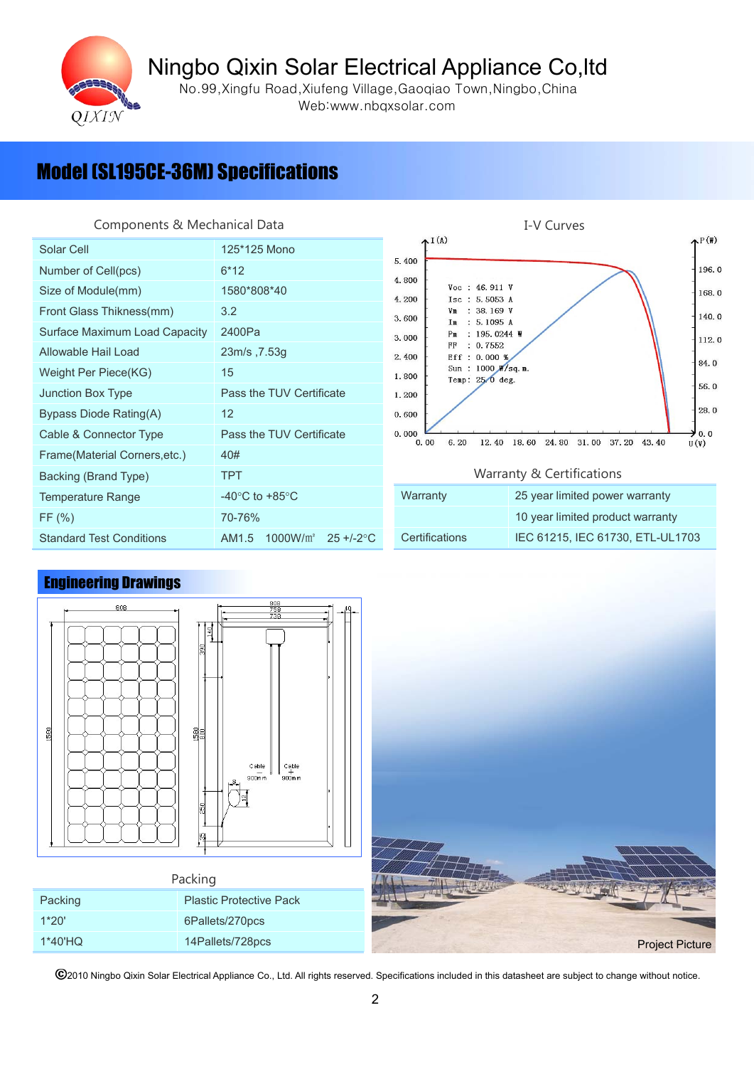# Ningbo Qixin Solar Electrical Appliance Co,ltd

No.99,Xingfu Road,Xiufeng Village,Gaoqiao Town,Ningbo,China
Web:www.nbqxsolar.com

## Model (SL195CE-36M) Specifications

### Components & Mechanical Data

| | |
|---|---|
| Solar Cell | 125*125 Mono |
| Number of Cell(pcs) | 6*12 |
| Size of Module(mm) | 1580*808*40 |
| Front Glass Thikness(mm) | 3.2 |
| Surface Maximum Load Capacity | 2400Pa |
| Allowable Hail Load | 23m/s ,7.53g |
| Weight Per Piece(KG) | 15 |
| Junction Box Type | Pass the TUV Certificate |
| Bypass Diode Rating(A) | 12 |
| Cable & Connector Type | Pass the TUV Certificate |
| Frame(Material Corners,etc.) | 40# |
| Backing (Brand Type) | TPT |
| Temperature Range | -40°C to +85°C |
| FF (%) | 70-76% |
| Standard Test Conditions | AM1.5 1000W/㎡ 25 +/-2°C |

### I-V Curves

I (A)
P (W)
Voc : 46.911 V
Isc : 5.5053 A
Vm : 38.169 V
Im : 5.1095 A
Pm : 195.0244 W
FF : 0.7552
Eff : 0.000 %
Sun : 1000 W/sq.m.
Temp: 25.0 deg.
5.400, 4.800, 4.200, 3.600, 3.000, 2.400, 1.800, 1.200, 0.600, 0.000
196.0, 168.0, 140.0, 112.0, 84.0, 56.0, 28.0, 0.0
0.00, 6.20, 12.40, 18.60, 24.80, 31.00, 37.20, 43.40
U (V)

### Warranty & Certifications

| | |
|---|---|
| Warranty | 25 year limited power warranty |
| | 10 year limited product warranty |
| Certifications | IEC 61215, IEC 61730, ETL-UL1703 |

### Engineering Drawings

808
1580
808
758
738
40
140
390
1580
800
Cable 900mm
Cable 900mm
8
12
250
35

### Packing

| | |
|---|---|
| Packing | Plastic Protective Pack |
| 1*20' | 6Pallets/270pcs |
| 1*40'HQ | 14Pallets/728pcs |

Project Picture

©2010 Ningbo Qixin Solar Electrical Appliance Co., Ltd. All rights reserved. Specifications included in this datasheet are subject to change without notice.